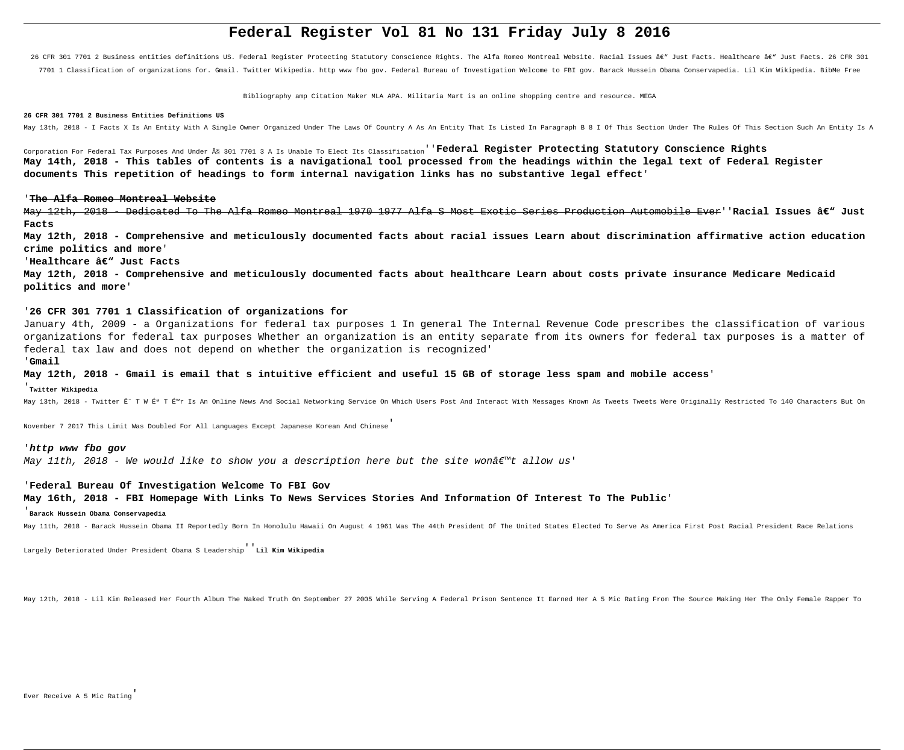# Federal Register Vol 81 No 131 Friday July 8 2016

26 CFR 301 7701 2 Business entities definitions US. Federal Register Protecting Statutory Conscience Rights. The Alfa Romeo Montreal Website. Racial Issues â€" Just Facts. Healthcare â€" Just Facts. 26 CFR 301 7701 1 Classification of organizations for. Gmail. Twitter Wikipedia. http www fbo gov. Federal Bureau of Investigation Welcome to FBI gov. Barack Hussein Obama Conservapedia. Lil Kim Wikipedia. BibMe Free Bibliography amp Citation Maker MLA APA. Militaria Mart is an online shopping centre and resource. MEGA

**26 CFR 301 7701 2 Business Entities Definitions US**

May 13th, 2018 - I Facts X Is An Entity With A Single Owner Organized Under The Laws Of Country A As An Entity That Is Listed In Paragraph B 8 I Of This Section Under The Rules Of This Section Such An Entity Is A Corporation For Federal Tax Purposes And Under Â§ 301 7701 3 A Is Unable To Elect Its Classification''**Federal Register Protecting Statutory Conscience Rights**

**May 14th, 2018 - This tables of contents is a navigational tool processed from the headings within the legal text of Federal Register documents This repetition of headings to form internal navigation links has no substantive legal effect**'

'~~**The Alfa Romeo Montreal Website**~~

~~May 12th, 2018 - Dedicated To The Alfa Romeo Montreal 1970 1977 Alfa S Most Exotic Series Production Automobile Ever~~''**Racial Issues â€" Just Facts**

**May 12th, 2018 - Comprehensive and meticulously documented facts about racial issues Learn about discrimination affirmative action education crime politics and more**'

'**Healthcare â€" Just Facts**

**May 12th, 2018 - Comprehensive and meticulously documented facts about healthcare Learn about costs private insurance Medicare Medicaid politics and more**'

'**26 CFR 301 7701 1 Classification of organizations for**

January 4th, 2009 - a Organizations for federal tax purposes 1 In general The Internal Revenue Code prescribes the classification of various organizations for federal tax purposes Whether an organization is an entity separate from its owners for federal tax purposes is a matter of federal tax law and does not depend on whether the organization is recognized'

'**Gmail**

**May 12th, 2018 - Gmail is email that s intuitive efficient and useful 15 GB of storage less spam and mobile access**'

'**Twitter Wikipedia**

May 13th, 2018 - Twitter Ëˆ T W Éª T É™r Is An Online News And Social Networking Service On Which Users Post And Interact With Messages Known As Tweets Tweets Were Originally Restricted To 140 Characters But On November 7 2017 This Limit Was Doubled For All Languages Except Japanese Korean And Chinese'

'***http www fbo gov***

*May 11th, 2018 - We would like to show you a description here but the site wonâ€™t allow us*'

'**Federal Bureau Of Investigation Welcome To FBI Gov**

**May 16th, 2018 - FBI Homepage With Links To News Services Stories And Information Of Interest To The Public**'

'**Barack Hussein Obama Conservapedia**

May 11th, 2018 - Barack Hussein Obama II Reportedly Born In Honolulu Hawaii On August 4 1961 Was The 44th President Of The United States Elected To Serve As America First Post Racial President Race Relations Largely Deteriorated Under President Obama S Leadership''**Lil Kim Wikipedia**

May 12th, 2018 - Lil Kim Released Her Fourth Album The Naked Truth On September 27 2005 While Serving A Federal Prison Sentence It Earned Her A 5 Mic Rating From The Source Making Her The Only Female Rapper To Ever Receive A 5 Mic Rating'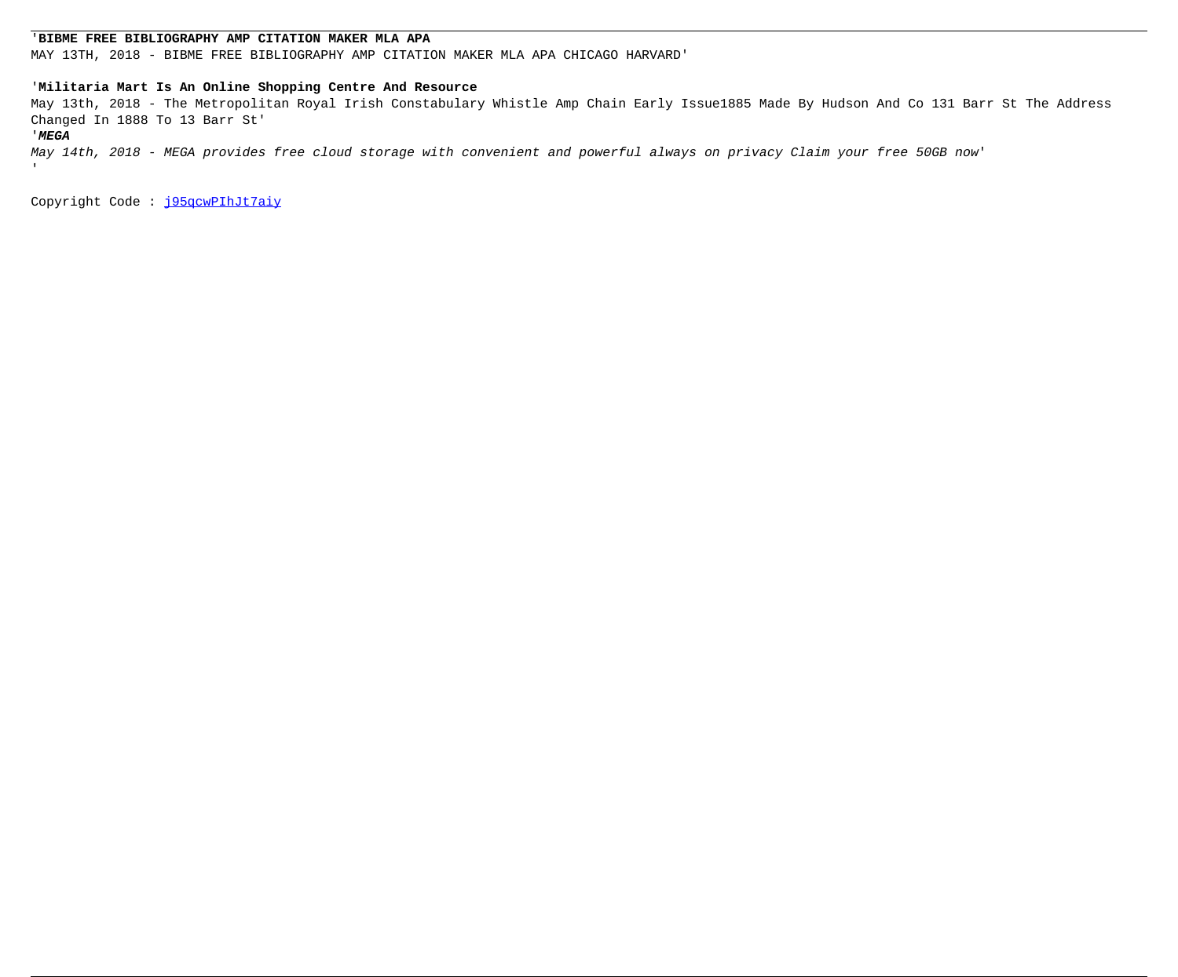'**BIBME FREE BIBLIOGRAPHY AMP CITATION MAKER MLA APA**
MAY 13TH, 2018 - BIBME FREE BIBLIOGRAPHY AMP CITATION MAKER MLA APA CHICAGO HARVARD'

'**Militaria Mart Is An Online Shopping Centre And Resource**
May 13th, 2018 - The Metropolitan Royal Irish Constabulary Whistle Amp Chain Early Issue1885 Made By Hudson And Co 131 Barr St The Address Changed In 1888 To 13 Barr St'
'***MEGA***
*May 14th, 2018 - MEGA provides free cloud storage with convenient and powerful always on privacy Claim your free 50GB now*'
'

Copyright Code : j95qcwPIhJt7aiy